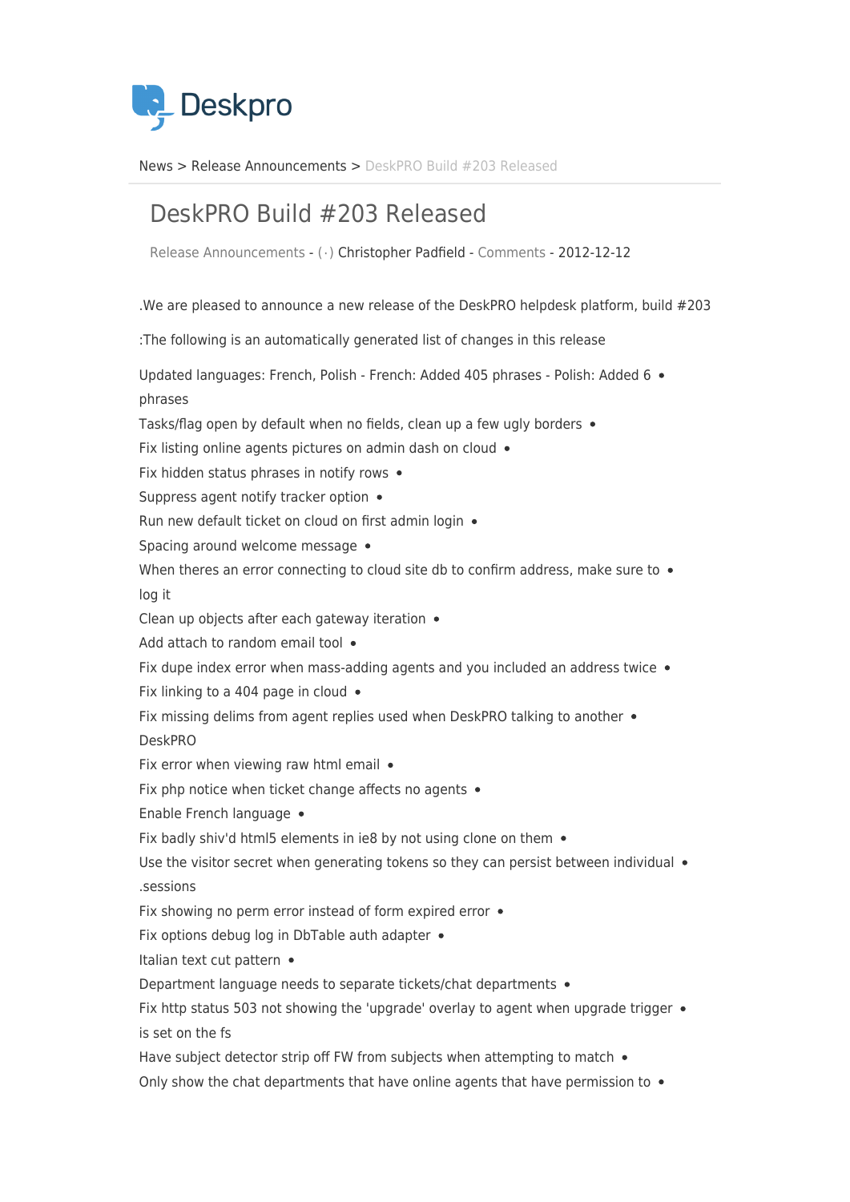News > Release Announcements > DeskPRO Build #203 Released

# DeskPRO Build #203 Released

Release Announcements - (·) Christopher Padfield - Comments - 2012-12-12

.We are pleased to announce a new release of the DeskPRO helpdesk platform, build #203

:The following is an automatically generated list of changes in this release

- Updated languages: French, Polish - French: Added 405 phrases - Polish: Added 6 phrases
- Tasks/flag open by default when no fields, clean up a few ugly borders
- Fix listing online agents pictures on admin dash on cloud
- Fix hidden status phrases in notify rows
- Suppress agent notify tracker option
- Run new default ticket on cloud on first admin login
- Spacing around welcome message
- When theres an error connecting to cloud site db to confirm address, make sure to log it
- Clean up objects after each gateway iteration
- Add attach to random email tool
- Fix dupe index error when mass-adding agents and you included an address twice
- Fix linking to a 404 page in cloud
- Fix missing delims from agent replies used when DeskPRO talking to another DeskPRO
- Fix error when viewing raw html email
- Fix php notice when ticket change affects no agents
- Enable French language
- Fix badly shiv'd html5 elements in ie8 by not using clone on them
- Use the visitor secret when generating tokens so they can persist between individual .sessions
- Fix showing no perm error instead of form expired error
- Fix options debug log in DbTable auth adapter
- Italian text cut pattern
- Department language needs to separate tickets/chat departments
- Fix http status 503 not showing the 'upgrade' overlay to agent when upgrade trigger is set on the fs
- Have subject detector strip off FW from subjects when attempting to match
- Only show the chat departments that have online agents that have permission to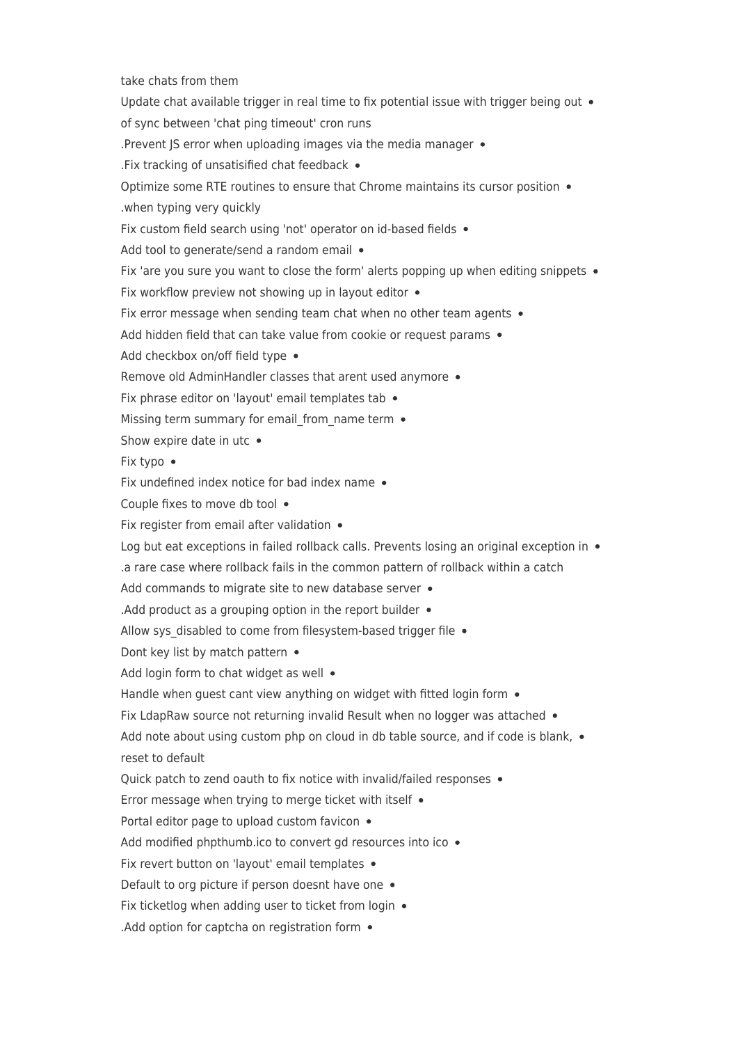take chats from them

- Update chat available trigger in real time to fix potential issue with trigger being out of sync between 'chat ping timeout' cron runs
- Prevent JS error when uploading images via the media manager.
- Fix tracking of unsatisified chat feedback.
- Optimize some RTE routines to ensure that Chrome maintains its cursor position when typing very quickly.
- Fix custom field search using 'not' operator on id-based fields
- Add tool to generate/send a random email
- Fix 'are you sure you want to close the form' alerts popping up when editing snippets
- Fix workflow preview not showing up in layout editor
- Fix error message when sending team chat when no other team agents
- Add hidden field that can take value from cookie or request params
- Add checkbox on/off field type
- Remove old AdminHandler classes that arent used anymore
- Fix phrase editor on 'layout' email templates tab
- Missing term summary for email_from_name term
- Show expire date in utc
- Fix typo
- Fix undefined index notice for bad index name
- Couple fixes to move db tool
- Fix register from email after validation
- Log but eat exceptions in failed rollback calls. Prevents losing an original exception in a rare case where rollback fails in the common pattern of rollback within a catch.
- Add commands to migrate site to new database server
- Add product as a grouping option in the report builder.
- Allow sys_disabled to come from filesystem-based trigger file
- Dont key list by match pattern
- Add login form to chat widget as well
- Handle when guest cant view anything on widget with fitted login form
- Fix LdapRaw source not returning invalid Result when no logger was attached
- Add note about using custom php on cloud in db table source, and if code is blank, reset to default
- Quick patch to zend oauth to fix notice with invalid/failed responses
- Error message when trying to merge ticket with itself
- Portal editor page to upload custom favicon
- Add modified phpthumb.ico to convert gd resources into ico
- Fix revert button on 'layout' email templates
- Default to org picture if person doesnt have one
- Fix ticketlog when adding user to ticket from login
- Add option for captcha on registration form.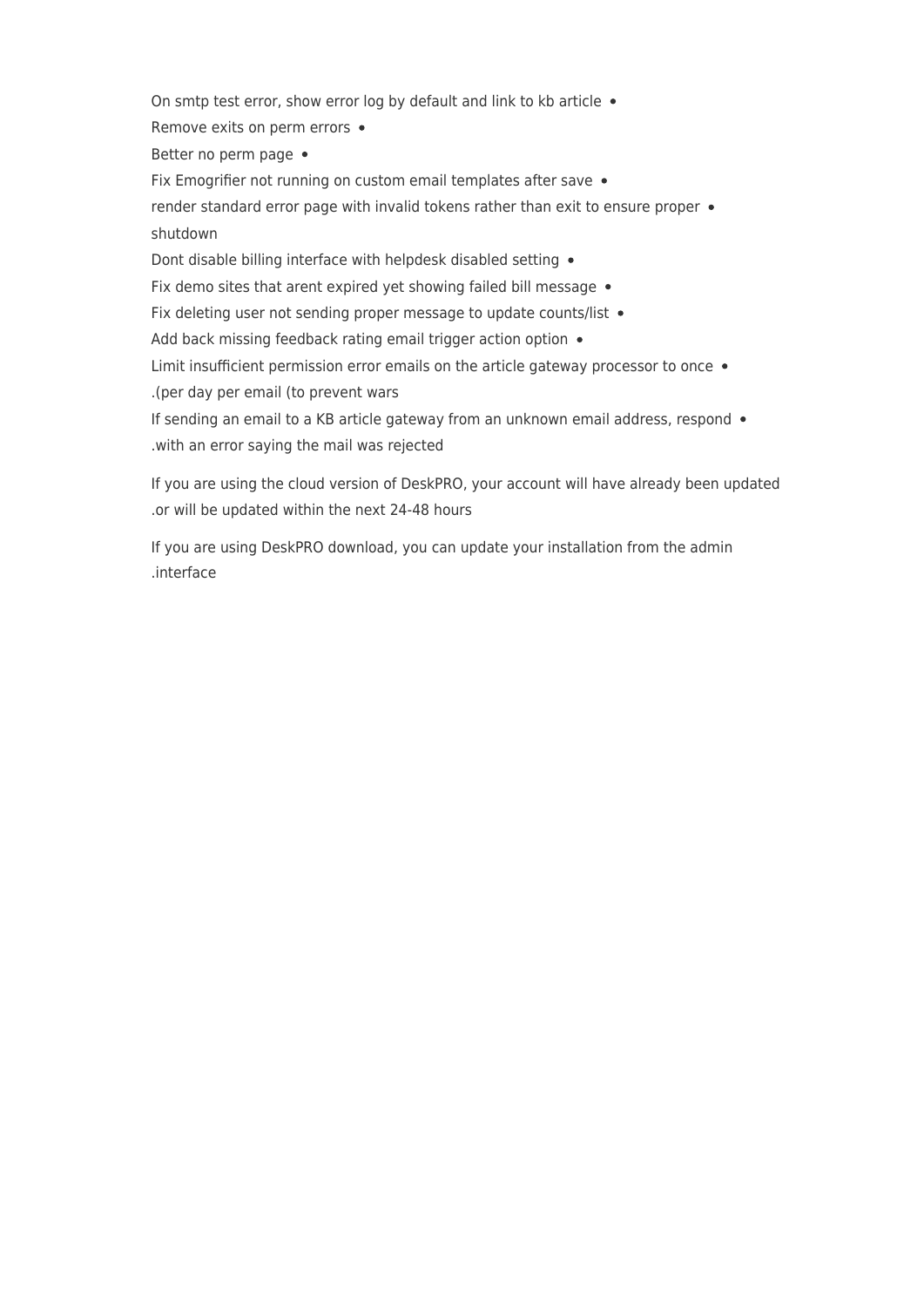- On smtp test error, show error log by default and link to kb article
- Remove exits on perm errors
- Better no perm page
- Fix Emogrifier not running on custom email templates after save
- render standard error page with invalid tokens rather than exit to ensure proper shutdown
- Dont disable billing interface with helpdesk disabled setting
- Fix demo sites that arent expired yet showing failed bill message
- Fix deleting user not sending proper message to update counts/list
- Add back missing feedback rating email trigger action option
- Limit insufficient permission error emails on the article gateway processor to once per day per email (to prevent wars).
- If sending an email to a KB article gateway from an unknown email address, respond with an error saying the mail was rejected.

If you are using the cloud version of DeskPRO, your account will have already been updated or will be updated within the next 24-48 hours.

If you are using DeskPRO download, you can update your installation from the admin interface.